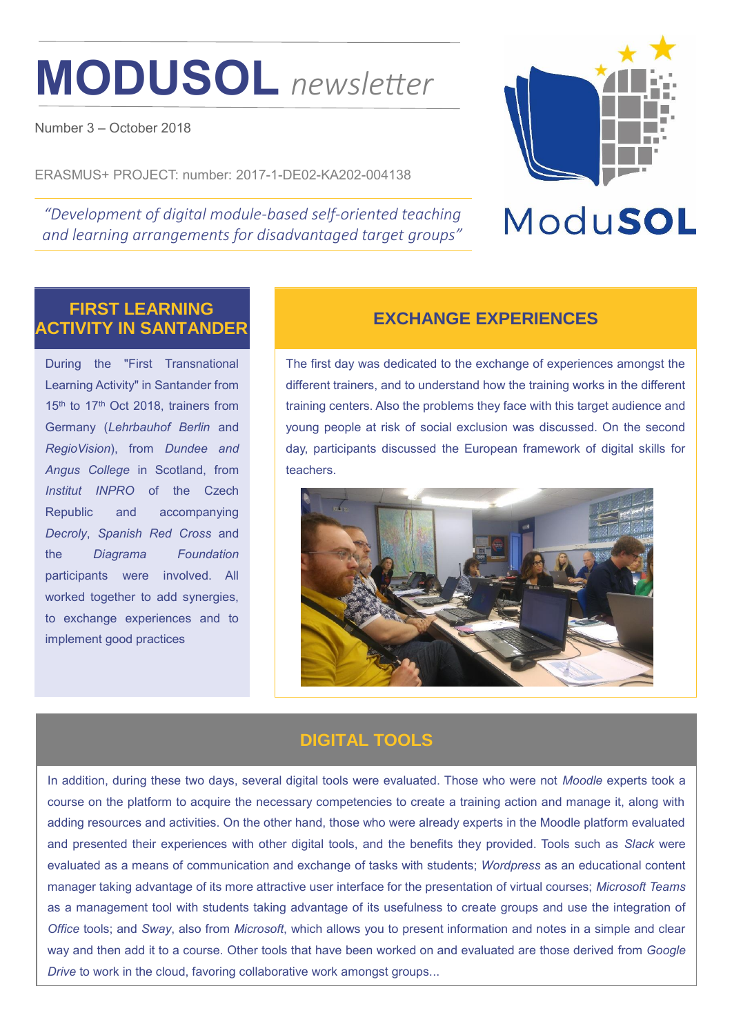# MODUSOL *newsletter*

Number 3 – October 2018

ERASMUS+ PROJECT: number: 2017-1-DE02-KA202-004138

*"Development of digital module-based self-oriented teaching and learning arrangements for disadvantaged target groups"*

ModuSOL

## FIRST LEARNING ACTIVITY IN SANTANDER

During the "First Transnational Learning Activity" in Santander from 15th to 17th Oct 2018, trainers from Germany (*Lehrbauhof Berlin* and *RegioVision*), from *Dundee and Angus College* in Scotland, from *Institut INPRO* of the Czech Republic and accompanying *Decroly*, *Spanish Red Cross* and the *Diagrama Foundation* participants were involved. All worked together to add synergies, to exchange experiences and to implement good practices

## EXCHANGE EXPERIENCES

The first day was dedicated to the exchange of experiences amongst the different trainers, and to understand how the training works in the different training centers. Also the problems they face with this target audience and young people at risk of social exclusion was discussed. On the second day, participants discussed the European framework of digital skills for teachers.

## DIGITAL TOOLS

In addition, during these two days, several digital tools were evaluated. Those who were not *Moodle* experts took a course on the platform to acquire the necessary competencies to create a training action and manage it, along with adding resources and activities. On the other hand, those who were already experts in the Moodle platform evaluated and presented their experiences with other digital tools, and the benefits they provided. Tools such as *Slack* were evaluated as a means of communication and exchange of tasks with students; *Wordpress* as an educational content manager taking advantage of its more attractive user interface for the presentation of virtual courses; *Microsoft Teams* as a management tool with students taking advantage of its usefulness to create groups and use the integration of *Office* tools; and *Sway*, also from *Microsoft*, which allows you to present information and notes in a simple and clear way and then add it to a course. Other tools that have been worked on and evaluated are those derived from *Google Drive* to work in the cloud, favoring collaborative work amongst groups...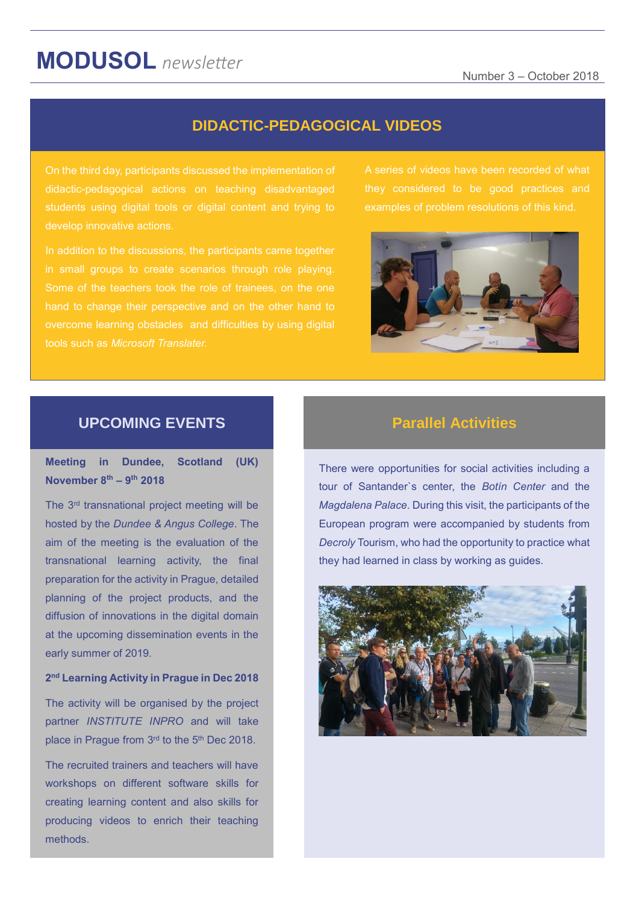# MODUSOL *newsletter*

Number 3 – October 2018

## DIDACTIC-PEDAGOGICAL VIDEOS

On the third day, participants discussed the implementation of didactic-pedagogical actions on teaching disadvantaged students using digital tools or digital content and trying to develop innovative actions.

In addition to the discussions, the participants came together in small groups to create scenarios through role playing. Some of the teachers took the role of trainees, on the one hand to change their perspective and on the other hand to overcome learning obstacles and difficulties by using digital tools such as *Microsoft Translater.*

A series of videos have been recorded of what they considered to be good practices and examples of problem resolutions of this kind.

## UPCOMING EVENTS

**Meeting in Dundee, Scotland (UK) November 8th – 9th 2018**

The 3rd transnational project meeting will be hosted by the *Dundee & Angus College*. The aim of the meeting is the evaluation of the transnational learning activity, the final preparation for the activity in Prague, detailed planning of the project products, and the diffusion of innovations in the digital domain at the upcoming dissemination events in the early summer of 2019.

**2nd Learning Activity in Prague in Dec 2018**

The activity will be organised by the project partner *INSTITUTE INPRO* and will take place in Prague from 3rd to the 5th Dec 2018.

The recruited trainers and teachers will have workshops on different software skills for creating learning content and also skills for producing videos to enrich their teaching methods.

## Parallel Activities

There were opportunities for social activities including a tour of Santander`s center, the *Botín Center* and the *Magdalena Palace*. During this visit, the participants of the European program were accompanied by students from *Decroly* Tourism, who had the opportunity to practice what they had learned in class by working as guides.